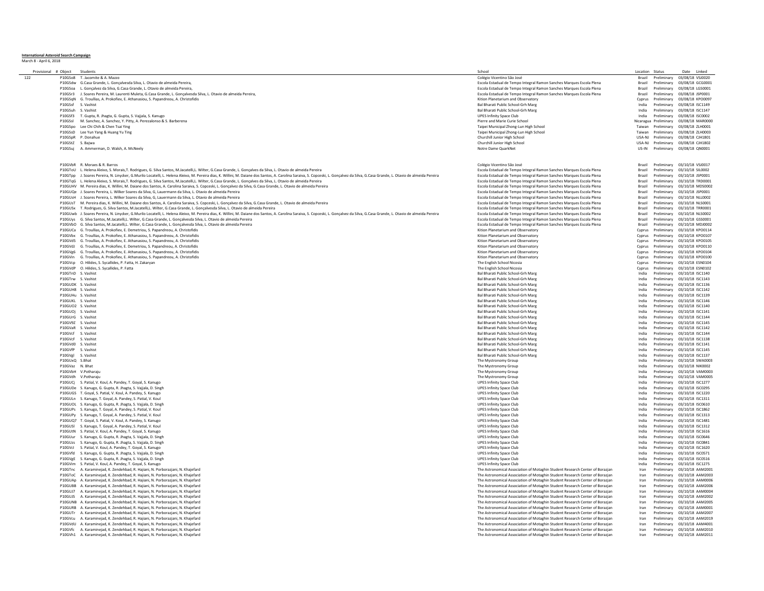**International Asteroid Search Campaign**

March 8 - April 6, 2018

| Provisional # | Object | Students | School | Location | Status | Date | Linked |
|---|---|---|---|---|---|---|---|
| 122 | P10GSo8 | T. Jacomite & A. Mazzo | Colégio Vicentino São José | Brazil | Preliminary | 03/08/18 | VSJ0020 |
| | P10GSdw | G.Casa Grande, L. Gonçalvesda Silva, L. Otavio de almeida Pereira, | Escola Estadual de Tempo Integral Ramon Sanches Marques Escola Plena | Brazil | Preliminary | 03/08/18 | GCG0001 |
| | P10GSoa | L. Gonçalvez da Silva, G.Casa Grande, L. Otavio de almeida Pereira, | Escola Estadual de Tempo Integral Ramon Sanches Marques Escola Plena | Brazil | Preliminary | 03/08/18 | LGS0001 |
| | P10GSr3 | J. Soares Pereira, M. Laurenti Muleta, G.Casa Grande, L. Gonçalvesda Silva, L. Otavio de almeida Pereira, | Escola Estadual de Tempo Integral Ramon Sanches Marques Escola Plena | Brazil | Preliminary | 03/08/18 | JSP0001 |
| | P10GSqN | G. Troullias, A. Prokofiev, E. Athanasiou, S. Papandreou, A. Christofidis | Kition Planetarium and Observatory | Cyprus | Preliminary | 03/08/18 | KPO0097 |
| | P10GSsf | S. Vashist | Bal Bharati Public School-Grh Marg | India | Preliminary | 03/08/18 | ISC1149 |
| | P10GSuh | S. Vashist | Bal Bharati Public School-Grh Marg | India | Preliminary | 03/08/18 | ISC1147 |
| | P10GSf3 | T. Gupta, R. Jhagta, G. Gupta, S. Vajjala, S. Kanugo | UPES Infinity Space Club | India | Preliminary | 03/08/18 | ISC0002 |
| | P10GSsl | M. Sanchez, A. Sanchez, Y. Pitty, A. Perezalonso & S. Barberena | Pierre and Marie Curie School | Nicaragua | Preliminary | 03/08/18 | MAR0000 |
| | P10GSpo | Lee Chi Chih & Chen Tsai Ying | Taipei Municipal Zhong-Lun High School | Taiwan | Preliminary | 03/08/18 | ZLH0001 |
| | P10GSsD | Lee Yun Yang & Huang Yu Ting | Taipei Municipal Zhong-Lun High School | Taiwan | Preliminary | 03/08/18 | ZLH0003 |
| | P10GSpR | P. Donahue | Churchill Junior High School | USA-NJ | Preliminary | 03/08/18 | CJH1801 |
| | P10GStZ | S. Bajwa | Churchill Junior High School | USA-NJ | Preliminary | 03/08/18 | CJH1802 |
| | P10GSuj | A. Ammerman, D. Walsh, A. McNeely | Notre Dame QuarkNet | US-IN | Preliminary | 03/08/18 | QN0001 |
| | | | | | | | |
| | P10GVbR | R. Moraes & R. Barros | Colégio Vicentino São José | Brazil | Preliminary | 03/10/18 | VSJ0017 |
| | P10GToU | L. Helena Aleixo, S. Morais,T. Rodrigues, G. Silva Santos, M.Jacatelli,L. Wilter, G.Casa Grande, L. Gonçalves da Silva, L. Otavio de almeida Pereira | Escola Estadual de Tempo Integral Ramon Sanches Marques Escola Plena | Brazil | Preliminary | 03/10/18 | SIL0002 |
| | P10GTpp | J. Soares Pereira, N. Linycker, G.Murilo Locatelli, L. Helena Aleixo, M. Pereira dias, K. Willini, M. Daiane dos Santos, A. Carolina Saraiva, S. Copceski, L. Gonçalvez da Silva, G.Casa Grande, L. Otavio de almeida Pereira | Escola Estadual de Tempo Integral Ramon Sanches Marques Escola Plena | Brazil | Preliminary | 03/10/18 | JSP0001 |
| | P10GTqG | L. Helena Aleixo, S. Morais,T. Rodrigues, G. Silva Santos, M.Jacatelli,L. Wilter, G.Casa Grande, L. Gonçalves da Silva, L. Otavio de almeida Pereira | Escola Estadual de Tempo Integral Ramon Sanches Marques Escola Plena | Brazil | Preliminary | 03/10/18 | TRD0001 |
| | P10GUHV | M. Pereira dias, K. Willini, M. Daiane dos Santos, A. Carolina Saraiva, S. Copceski, L. Gonçalvez da Silva, G.Casa Grande, L. Otavio de almeida Pereira | Escola Estadual de Tempo Integral Ramon Sanches Marques Escola Plena | Brazil | Preliminary | 03/10/18 | MDS0002 |
| | P10GUQe | J. Soares Pereira, L. Wilker Soares da Silva, G, Lauermann da Silva, L. Otavio de almeida Pereira | Escola Estadual de Tempo Integral Ramon Sanches Marques Escola Plena | Brazil | Preliminary | 03/10/18 | JSP0001 |
| | P10GUsH | J. Soares Pereira, L. Wilker Soares da Silva, G, Lauermann da Silva, L. Otavio de almeida Pereira | Escola Estadual de Tempo Integral Ramon Sanches Marques Escola Plena | Brazil | Preliminary | 03/10/18 | NLL0002 |
| | P10GUsT | M. Pereira dias, K. Willini, M. Daiane dos Santos, A. Carolina Saraiva, S. Copceski, L. Gonçalvez da Silva, G.Casa Grande, L. Otavio de almeida Pereira | Escola Estadual de Tempo Integral Ramon Sanches Marques Escola Plena | Brazil | Preliminary | 03/10/18 | NLS0001 |
| | P10GUSx | T. Rodrigues, G. Silva Santos, M.Jacatelli,L. Wilter, G.Casa Grande, L. Gonçalvesda Silva, L. Otavio de almeida Pereira | Escola Estadual de Tempo Integral Ramon Sanches Marques Escola Plena | Brazil | Preliminary | 03/10/18 | TRR0001 |
| | P10GUwb | J. Soares Pereira, N. Linycker, G.Murilo Locatelli, L. Helena Aleixo, M. Pereira dias, K. Willini, M. Daiane dos Santos, A. Carolina Saraiva, S. Copceski, L. Gonçalvez da Silva, G.Casa Grande, L. Otavio de almeida Pereira | Escola Estadual de Tempo Integral Ramon Sanches Marques Escola Plena | Brazil | Preliminary | 03/10/18 | NLS0002 |
| | P10GUys | G. Silva Santos, M.Jacatelli,L. Wilter, G.Casa Grande, L. Gonçalvesda Silva, L. Otavio de almeida Pereira | Escola Estadual de Tempo Integral Ramon Sanches Marques Escola Plena | Brazil | Preliminary | 03/10/18 | GSS0001 |
| | P10GVbO | G. Silva Santos, M.Jacatelli,L. Wilter, G.Casa Grande, L. Gonçalvesda Silva, L. Otavio de almeida Pereira | Escola Estadual de Tempo Integral Ramon Sanches Marques Escola Plena | Brazil | Preliminary | 03/10/18 | MDJ0002 |
| | P10GUCa | G. Troullias, A. Prokofiev, E. Demetriou, S. Papandreou, A. Christofidis | Kition Planetarium and Observatory | Cyprus | Preliminary | 03/10/18 | KPO0114 |
| | P10GVbx | G. Troullias, A. Prokofiev, E. Athanasiou, S. Papandreou, A. Christofidis | Kition Planetarium and Observatory | Cyprus | Preliminary | 03/10/18 | KPO0107 |
| | P10GVd5 | G. Troullias, A. Prokofiev, E. Athanasiou, S. Papandreou, A. Christofidis | Kition Planetarium and Observatory | Cyprus | Preliminary | 03/10/18 | KPO0105 |
| | P10GVdJ | G. Troullias, A. Prokofiev, E. Demetriou, S. Papandreou, A. Christofidis | Kition Planetarium and Observatory | Cyprus | Preliminary | 03/10/18 | KPO0110 |
| | P10GVg6 | G. Troullias, A. Prokofiev, E. Athanasiou, S. Papandreou, A. Christofidis | Kition Planetarium and Observatory | Cyprus | Preliminary | 03/10/18 | KPO0104 |
| | P10GVin | G. Troullias, A. Prokofiev, E. Athanasiou, S. Papandreou, A. Christofidis | Kition Planetarium and Observatory | Cyprus | Preliminary | 03/10/18 | KPO0100 |
| | P10GVcp | O. Hilides, S. Sycallides, P. Fatta, H. Zakaryan | The English School Nicosia | Cyprus | Preliminary | 03/10/18 | ESN0104 |
| | P10GVdP | O. Hilides, S. Sycallides, P. Fatta | The English School Nicosia | Cyprus | Preliminary | 03/10/18 | ESN0102 |
| | P10GTnD | S. Vashist | Bal Bharati Public School-Grh Marg | India | Preliminary | 03/10/18 | ISC1140 |
| | P10GTrw | S. Vashist | Bal Bharati Public School-Grh Marg | India | Preliminary | 03/10/18 | ISC1143 |
| | P10GUDK | S. Vashist | Bal Bharati Public School-Grh Marg | India | Preliminary | 03/10/18 | ISC1136 |
| | P10GUH8 | S. Vashist | Bal Bharati Public School-Grh Marg | India | Preliminary | 03/10/18 | ISC1142 |
| | P10GUHu | S. Vashist | Bal Bharati Public School-Grh Marg | India | Preliminary | 03/10/18 | ISC1139 |
| | P10GUKL | S. Vashist | Bal Bharati Public School-Grh Marg | India | Preliminary | 03/10/18 | ISC1146 |
| | P10GUO2 | S. Vashist | Bal Bharati Public School-Grh Marg | India | Preliminary | 03/10/18 | ISC1140 |
| | P10GUOj | S. Vashist | Bal Bharati Public School-Grh Marg | India | Preliminary | 03/10/18 | ISC1141 |
| | P10GUrG | S. Vashist | Bal Bharati Public School-Grh Marg | India | Preliminary | 03/10/18 | ISC1144 |
| | P10GV9Z | S. Vashist | Bal Bharati Public School-Grh Marg | India | Preliminary | 03/10/18 | ISC1145 |
| | P10GVaR | S. Vashist | Bal Bharati Public School-Grh Marg | India | Preliminary | 03/10/18 | ISC1142 |
| | P10GVcf | S. Vashist | Bal Bharati Public School-Grh Marg | India | Preliminary | 03/10/18 | ISC1144 |
| | P10GVcF | S. Vashist | Bal Bharati Public School-Grh Marg | India | Preliminary | 03/10/18 | ISC1138 |
| | P10GVd0 | S. Vashist | Bal Bharati Public School-Grh Marg | India | Preliminary | 03/10/18 | ISC1141 |
| | P10GVfP | S. Vashist | Bal Bharati Public School-Grh Marg | India | Preliminary | 03/10/18 | ISC1145 |
| | P10GVgl | S. Vashist | Bal Bharati Public School-Grh Marg | India | Preliminary | 03/10/18 | ISC1137 |
| | P10GUxQ | S.Bhat | The Mystronomy Group | India | Preliminary | 03/10/18 | SWA0003 |
| | P10GVaz | N. Bhat | The Mystronomy Group | India | Preliminary | 03/10/18 | NIK0002 |
| | P10GVbH | V.Potharaju | The Mystronomy Group | India | Preliminary | 03/10/18 | VAM0003 |
| | P10GVdh | V.Potharaju | The Mystronomy Group | India | Preliminary | 03/10/18 | VAM0005 |
| | P10GUCj | S. Patial, V. Koul, A. Pandey, T. Goyal, S. Kanugo | UPES Infinity Space Club | India | Preliminary | 03/10/18 | ISC1277 |
| | P10GUDe | S. Kanugo, G. Gupta, R. Jhagta, S. Vajjala, D. Singh | UPES Infinity Space Club | India | Preliminary | 03/10/18 | ISC0295 |
| | P10GUGS | T. Goyal, S. Patial, V. Koul, A. Pandey, S. Kanugo | UPES Infinity Space Club | India | Preliminary | 03/10/18 | ISC1220 |
| | P10GULn | S. Kanugo, T. Goyal, A. Pandey, S. Patial, V. Koul | UPES Infinity Space Club | India | Preliminary | 03/10/18 | ISC1311 |
| | P10GUOL | S. Kanugo, G. Gupta, R. Jhagta, S. Vajjala, D. Singh | UPES Infinity Space Club | India | Preliminary | 03/10/18 | ISC0610 |
| | P10GUPs | S. Kanugo, T. Goyal, A. Pandey, S. Patial, V. Koul | UPES Infinity Space Club | India | Preliminary | 03/10/18 | ISC1862 |
| | P10GUPy | S. Kanugo, T. Goyal, A. Pandey, S. Patial, V. Koul | UPES Infinity Space Club | India | Preliminary | 03/10/18 | ISC1313 |
| | P10GUQ7 | T. Goyal, S. Patial, V. Koul, A. Pandey, S. Kanugo | UPES Infinity Space Club | India | Preliminary | 03/10/18 | ISC1481 |
| | P10GUSl | S. Kanugo, T. Goyal, A. Pandey, S. Patial, V. Koul | UPES Infinity Space Club | India | Preliminary | 03/10/18 | ISC1312 |
| | P10GUtN | S. Patial, V. Koul, A. Pandey, T. Goyal, S. Kanugo | UPES Infinity Space Club | India | Preliminary | 03/10/18 | ISC1616 |
| | P10GUur | S. Kanugo, G. Gupta, R. Jhagta, S. Vajjala, D. Singh | UPES Infinity Space Club | India | Preliminary | 03/10/18 | ISC0646 |
| | P10GUzs | S. Kanugo, G. Gupta, R. Jhagta, S. Vajjala, D. Singh | UPES Infinity Space Club | India | Preliminary | 03/10/18 | ISC0841 |
| | P10GVcl | S. Patial, V. Koul, A. Pandey, T. Goyal, S. Kanugo | UPES Infinity Space Club | India | Preliminary | 03/10/18 | ISC1620 |
| | P10GVfd | S. Kanugo, G. Gupta, R. Jhagta, S. Vajjala, D. Singh | UPES Infinity Space Club | India | Preliminary | 03/10/18 | ISC0571 |
| | P10GVgE | S. Kanugo, G. Gupta, R. Jhagta, S. Vajjala, D. Singh | UPES Infinity Space Club | India | Preliminary | 03/10/18 | ISC0516 |
| | P10GVim | S. Patial, V. Koul, A. Pandey, T. Goyal, S. Kanugo | UPES Infinity Space Club | India | Preliminary | 03/10/18 | ISC1275 |
| | P10GTnc | A. Karaminejad, K. Zendehbad, R. Hajiani, N. Porborazjani, N. Khajefard | The Astronomical Association of Motaghin Student Research Center of Borazjan | Iran | Preliminary | 03/10/18 | AAM2001 |
| | P10GToC | A. Karaminejad, K. Zendehbad, R. Hajiani, N. Porborazjani, N. Khajefard | The Astronomical Association of Motaghin Student Research Center of Borazjan | Iran | Preliminary | 03/10/18 | AAM2003 |
| | P10GUAp | A. Karaminejad, K. Zendehbad, R. Hajiani, N. Porborazjani, N. Khajefard | The Astronomical Association of Motaghin Student Research Center of Borazjan | Iran | Preliminary | 03/10/18 | AAM0006 |
| | P10GUBB | A. Karaminejad, K. Zendehbad, R. Hajiani, N. Porborazjani, N. Khajefard | The Astronomical Association of Motaghin Student Research Center of Borazjan | Iran | Preliminary | 03/10/18 | AAM2006 |
| | P10GUJ7 | A. Karaminejad, K. Zendehbad, R. Hajiani, N. Porborazjani, N. Khajefard | The Astronomical Association of Motaghin Student Research Center of Borazjan | Iran | Preliminary | 03/10/18 | AAM0004 |
| | P10GUJS | A. Karaminejad, K. Zendehbad, R. Hajiani, N. Porborazjani, N. Khajefard | The Astronomical Association of Motaghin Student Research Center of Borazjan | Iran | Preliminary | 03/10/18 | AAM2002 |
| | P10GUNB | A. Karaminejad, K. Zendehbad, R. Hajiani, N. Porborazjani, N. Khajefard | The Astronomical Association of Motaghin Student Research Center of Borazjan | Iran | Preliminary | 03/10/18 | AAM2005 |
| | P10GURB | A. Karaminejad, K. Zendehbad, R. Hajiani, N. Porborazjani, N. Khajefard | The Astronomical Association of Motaghin Student Research Center of Borazjan | Iran | Preliminary | 03/10/18 | AAM0001 |
| | P10GUTr | A. Karaminejad, K. Zendehbad, R. Hajiani, N. Porborazjani, N. Khajefard | The Astronomical Association of Motaghin Student Research Center of Borazjan | Iran | Preliminary | 03/10/18 | AAM2007 |
| | P10GVcu | A. Karaminejad, K. Zendehbad, R. Hajiani, N. Porborazjani, N. Khajefard | The Astronomical Association of Motaghin Student Research Center of Borazjan | Iran | Preliminary | 03/10/18 | AAM2019 |
| | P10GVdU | A. Karaminejad, K. Zendehbad, R. Hajiani, N. Porborazjani, N. Khajefard | The Astronomical Association of Motaghin Student Research Center of Borazjan | Iran | Preliminary | 03/10/18 | AAM4001 |
| | P10GVfc | A. Karaminejad, K. Zendehbad, R. Hajiani, N. Porborazjani, N. Khajefard | The Astronomical Association of Motaghin Student Research Center of Borazjan | Iran | Preliminary | 03/10/18 | AAM2010 |
| | P10GVh1 | A. Karaminejad, K. Zendehbad, R. Hajiani, N. Porborazjani, N. Khajefard | The Astronomical Association of Motaghin Student Research Center of Borazjan | Iran | Preliminary | 03/10/18 | AAM2011 |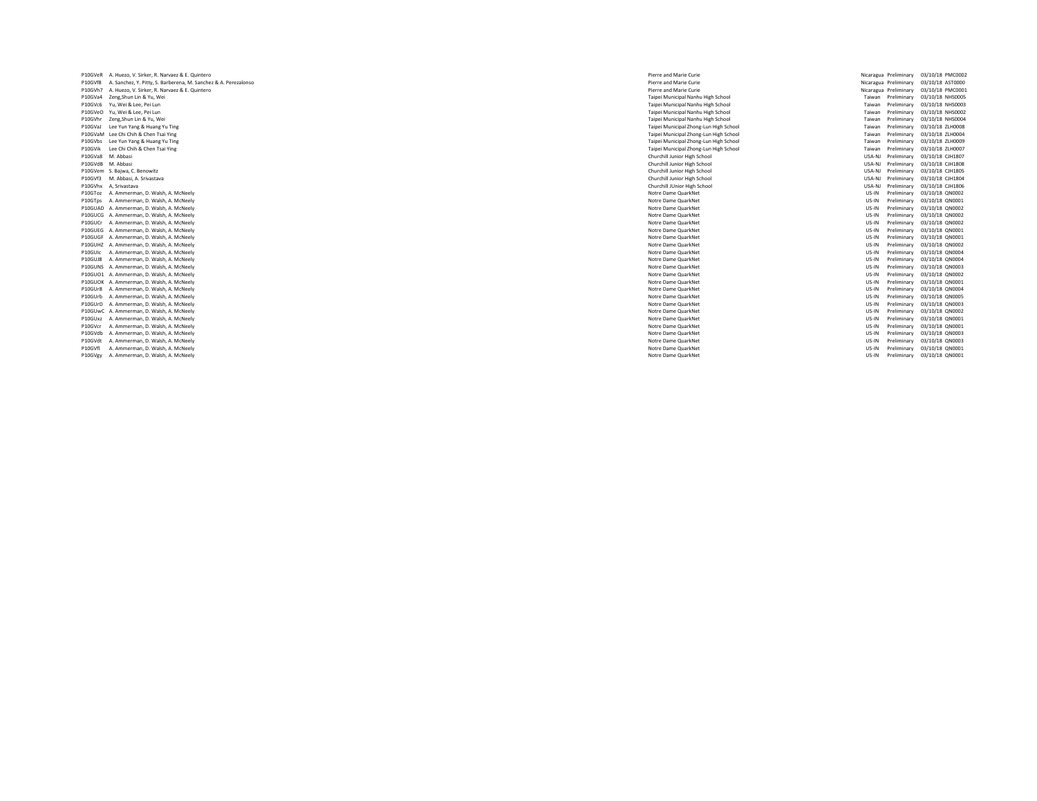| | | | | | | |
|---|---|---|---|---|---|---|
| P10GVeR | A. Huezo, V. Sirker, R. Narvaez & E. Quintero | Pierre and Marie Curie | Nicaragua | Preliminary | 03/10/18 | PMC0002 |
| P10GVf8 | A. Sanchez, Y. Pitty, S. Barberena, M. Sanchez & A. Perezalonso | Pierre and Marie Curie | Nicaragua | Preliminary | 03/10/18 | AST0000 |
| P10GVh7 | A. Huezo, V. Sirker, R. Narvaez & E. Quintero | Pierre and Marie Curie | Nicaragua | Preliminary | 03/10/18 | PMC0001 |
| P10GVa4 | Zeng,Shun Lin & Yu, Wei | Taipei Municipal Nanhu High School | Taiwan | Preliminary | 03/10/18 | NHS0005 |
| P10GVc6 | Yu, Wei & Lee, Pei Lun | Taipei Municipal Nanhu High School | Taiwan | Preliminary | 03/10/18 | NHS0003 |
| P10GVeO | Yu, Wei & Lee, Pei Lun | Taipei Municipal Nanhu High School | Taiwan | Preliminary | 03/10/18 | NHS0002 |
| P10GVhr | Zeng,Shun Lin & Yu, Wei | Taipei Municipal Nanhu High School | Taiwan | Preliminary | 03/10/18 | NHS0004 |
| P10GVaJ | Lee Yun Yang & Huang Yu Ting | Taipei Municipal Zhong-Lun High School | Taiwan | Preliminary | 03/10/18 | ZLH0008 |
| P10GVaM | Lee Chi Chih & Chen Tsai Ying | Taipei Municipal Zhong-Lun High School | Taiwan | Preliminary | 03/10/18 | ZLH0004 |
| P10GVbs | Lee Yun Yang & Huang Yu Ting | Taipei Municipal Zhong-Lun High School | Taiwan | Preliminary | 03/10/18 | ZLH0009 |
| P10GVik | Lee Chi Chih & Chen Tsai Ying | Taipei Municipal Zhong-Lun High School | Taiwan | Preliminary | 03/10/18 | ZLH0007 |
| P10GVa8 | M. Abbasi | Churchill Junior High School | USA-NJ | Preliminary | 03/10/18 | CJH1807 |
| P10GVdB | M. Abbasi | Churchill Junior High School | USA-NJ | Preliminary | 03/10/18 | CJH1808 |
| P10GVem | S. Bajwa, C. Benowitz | Churchill Junior High School | USA-NJ | Preliminary | 03/10/18 | CJH1805 |
| P10GVf3 | M. Abbasi, A. Srivastava | Churchill Junior High School | USA-NJ | Preliminary | 03/10/18 | CJH1804 |
| P10GVhx | A, Srivastava | Churchill JUnior High School | USA-NJ | Preliminary | 03/10/18 | CJH1806 |
| P10GToz | A. Ammerman, D. Walsh, A. McNeely | Notre Dame QuarkNet | US-IN | Preliminary | 03/10/18 | QN0002 |
| P10GTps | A. Ammerman, D. Walsh, A. McNeely | Notre Dame QuarkNet | US-IN | Preliminary | 03/10/18 | QN0001 |
| P10GUAD | A. Ammerman, D. Walsh, A. McNeely | Notre Dame QuarkNet | US-IN | Preliminary | 03/10/18 | QN0002 |
| P10GUCG | A. Ammerman, D. Walsh, A. McNeely | Notre Dame QuarkNet | US-IN | Preliminary | 03/10/18 | QN0002 |
| P10GUCr | A. Ammerman, D. Walsh, A. McNeely | Notre Dame QuarkNet | US-IN | Preliminary | 03/10/18 | QN0002 |
| P10GUEG | A. Ammerman, D. Walsh, A. McNeely | Notre Dame QuarkNet | US-IN | Preliminary | 03/10/18 | QN0001 |
| P10GUGF | A. Ammerman, D. Walsh, A. McNeely | Notre Dame QuarkNet | US-IN | Preliminary | 03/10/18 | QN0001 |
| P10GUHZ | A. Ammerman, D. Walsh, A. McNeely | Notre Dame QuarkNet | US-IN | Preliminary | 03/10/18 | QN0002 |
| P10GUIc | A. Ammerman, D. Walsh, A. McNeely | Notre Dame QuarkNet | US-IN | Preliminary | 03/10/18 | QN0004 |
| P10GUJ8 | A. Ammerman, D. Walsh, A. McNeely | Notre Dame QuarkNet | US-IN | Preliminary | 03/10/18 | QN0004 |
| P10GUNS | A. Ammerman, D. Walsh, A. McNeely | Notre Dame QuarkNet | US-IN | Preliminary | 03/10/18 | QN0003 |
| P10GUO1 | A. Ammerman, D. Walsh, A. McNeely | Notre Dame QuarkNet | US-IN | Preliminary | 03/10/18 | QN0002 |
| P10GUOK | A. Ammerman, D. Walsh, A. McNeely | Notre Dame QuarkNet | US-IN | Preliminary | 03/10/18 | QN0001 |
| P10GUr8 | A. Ammerman, D. Walsh, A. McNeely | Notre Dame QuarkNet | US-IN | Preliminary | 03/10/18 | QN0004 |
| P10GUrb | A. Ammerman, D. Walsh, A. McNeely | Notre Dame QuarkNet | US-IN | Preliminary | 03/10/18 | QN0005 |
| P10GUrD | A. Ammerman, D. Walsh, A. McNeely | Notre Dame QuarkNet | US-IN | Preliminary | 03/10/18 | QN0003 |
| P10GUwC | A. Ammerman, D. Walsh, A. McNeely | Notre Dame QuarkNet | US-IN | Preliminary | 03/10/18 | QN0002 |
| P10GUxz | A. Ammerman, D. Walsh, A. McNeely | Notre Dame QuarkNet | US-IN | Preliminary | 03/10/18 | QN0001 |
| P10GVcr | A. Ammerman, D. Walsh, A. McNeely | Notre Dame QuarkNet | US-IN | Preliminary | 03/10/18 | QN0001 |
| P10GVdb | A. Ammerman, D. Walsh, A. McNeely | Notre Dame QuarkNet | US-IN | Preliminary | 03/10/18 | QN0003 |
| P10GVdt | A. Ammerman, D. Walsh, A. McNeely | Notre Dame QuarkNet | US-IN | Preliminary | 03/10/18 | QN0003 |
| P10GVfl | A. Ammerman, D. Walsh, A. McNeely | Notre Dame QuarkNet | US-IN | Preliminary | 03/10/18 | QN0001 |
| P10GVgy | A. Ammerman, D. Walsh, A. McNeely | Notre Dame QuarkNet | US-IN | Preliminary | 03/10/18 | QN0001 |